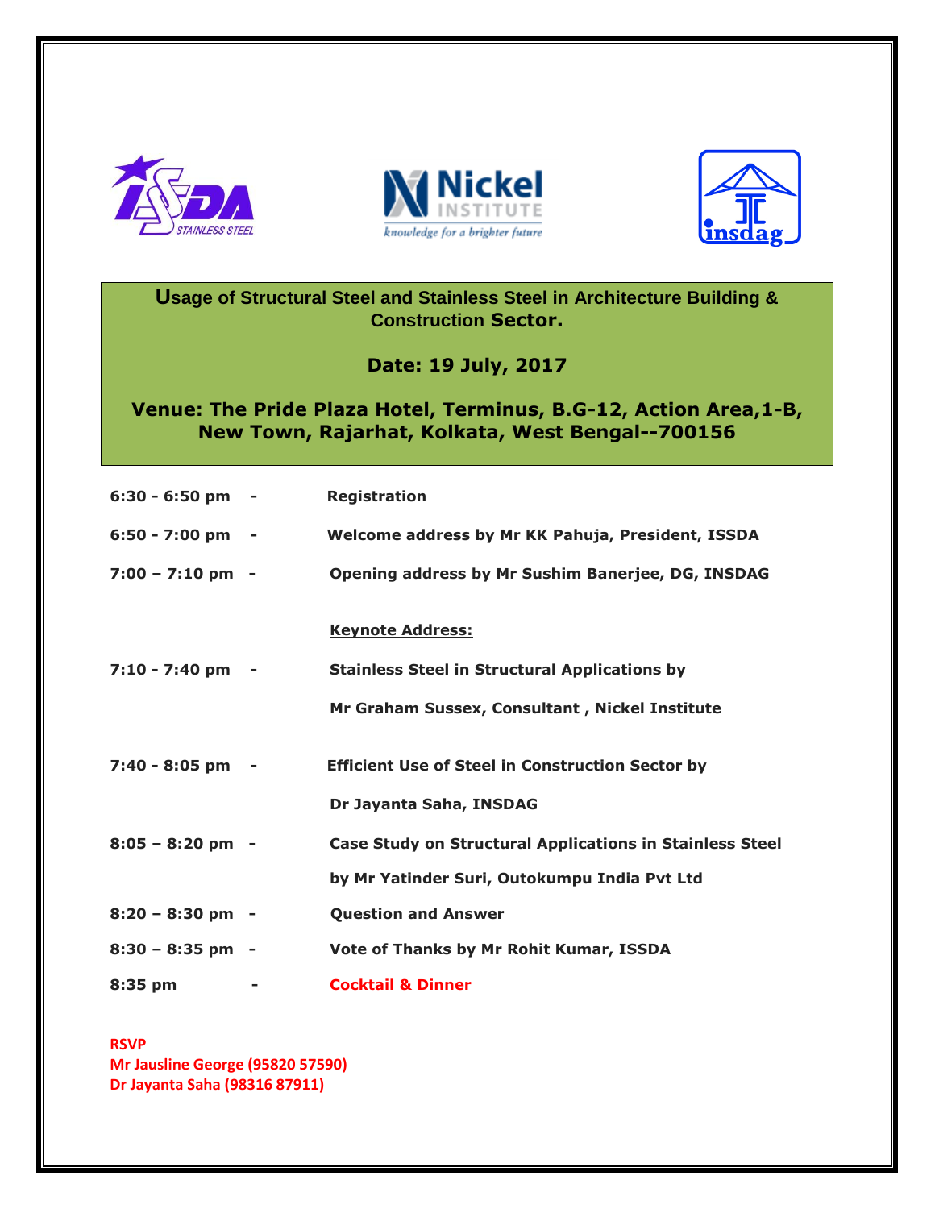**Usage of Structural Steel and Stainless Steel in Architecture Building & Construction Sector.**

**Date: 19 July, 2017**

**Venue: The Pride Plaza Hotel, Terminus, B.G-12, Action Area,1-B, New Town, Rajarhat, Kolkata, West Bengal--700156**

| | | |
|---|---|---|
| **6:30 - 6:50 pm** | **-** | **Registration** |
| **6:50 - 7:00 pm** | **-** | **Welcome address by Mr KK Pahuja, President, ISSDA** |
| **7:00 – 7:10 pm** | **-** | **Opening address by Mr Sushim Banerjee, DG, INSDAG** |
| | | **Keynote Address:** |
| **7:10 - 7:40 pm** | **-** | **Stainless Steel in Structural Applications by Mr Graham Sussex, Consultant , Nickel Institute** |
| **7:40 - 8:05 pm** | **-** | **Efficient Use of Steel in Construction Sector by Dr Jayanta Saha, INSDAG** |
| **8:05 – 8:20 pm** | **-** | **Case Study on Structural Applications in Stainless Steel by Mr Yatinder Suri, Outokumpu India Pvt Ltd** |
| **8:20 – 8:30 pm** | **-** | **Question and Answer** |
| **8:30 – 8:35 pm** | **-** | **Vote of Thanks by Mr Rohit Kumar, ISSDA** |
| **8:35 pm** | **-** | **Cocktail & Dinner** |

**RSVP**
**Mr Jausline George (95820 57590)**
**Dr Jayanta Saha (98316 87911)**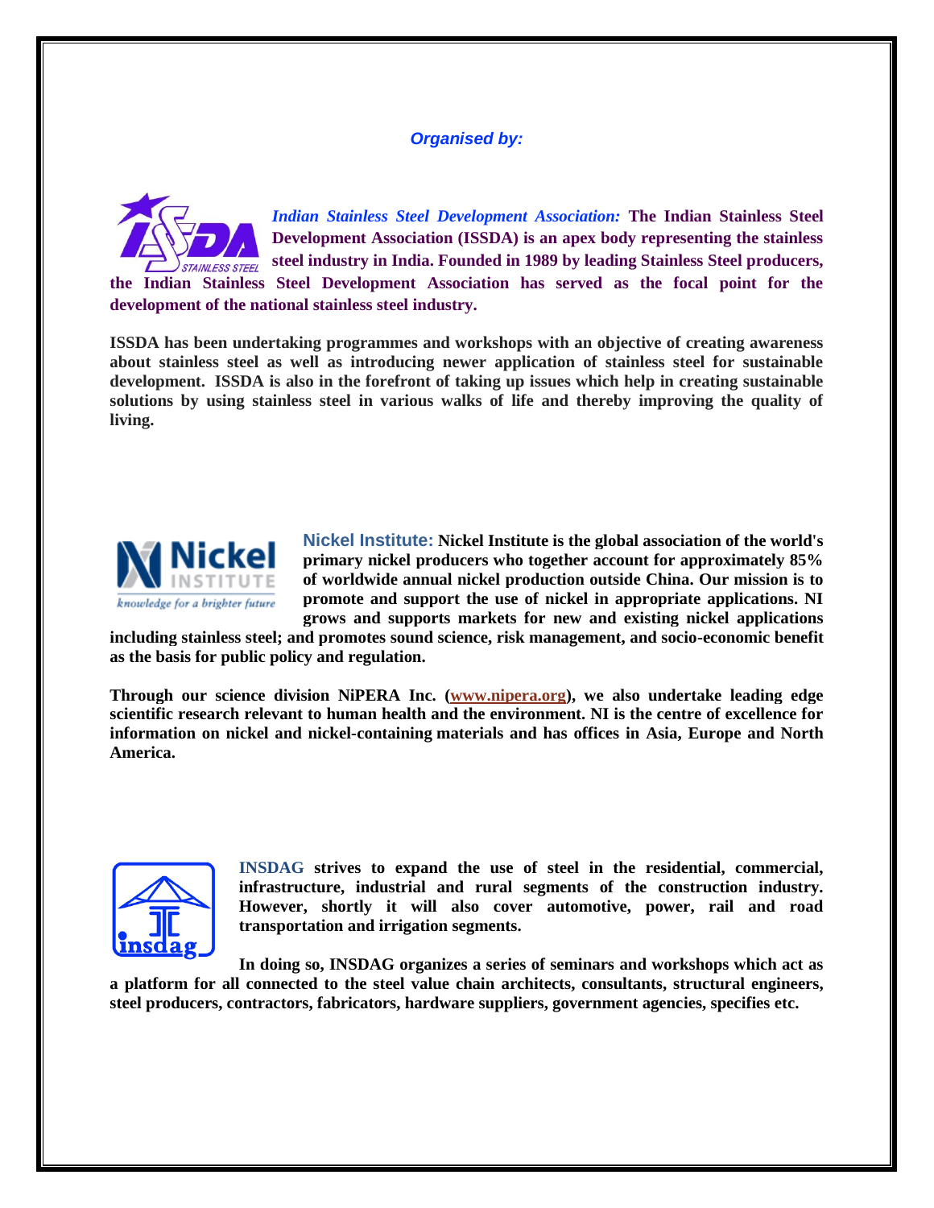***Organised by:***

***Indian Stainless Steel Development Association:*** **The Indian Stainless Steel Development Association (ISSDA) is an apex body representing the stainless steel industry in India. Founded in 1989 by leading Stainless Steel producers, the Indian Stainless Steel Development Association has served as the focal point for the development of the national stainless steel industry.**

**ISSDA has been undertaking programmes and workshops with an objective of creating awareness about stainless steel as well as introducing newer application of stainless steel for sustainable development. ISSDA is also in the forefront of taking up issues which help in creating sustainable solutions by using stainless steel in various walks of life and thereby improving the quality of living.**

**Nickel Institute:** **Nickel Institute is the global association of the world's primary nickel producers who together account for approximately 85% of worldwide annual nickel production outside China. Our mission is to promote and support the use of nickel in appropriate applications. NI grows and supports markets for new and existing nickel applications including stainless steel; and promotes sound science, risk management, and socio-economic benefit as the basis for public policy and regulation.**

**Through our science division NiPERA Inc. (www.nipera.org), we also undertake leading edge scientific research relevant to human health and the environment. NI is the centre of excellence for information on nickel and nickel-containing materials and has offices in Asia, Europe and North America.**

**INSDAG strives to expand the use of steel in the residential, commercial, infrastructure, industrial and rural segments of the construction industry. However, shortly it will also cover automotive, power, rail and road transportation and irrigation segments.**

**In doing so, INSDAG organizes a series of seminars and workshops which act as a platform for all connected to the steel value chain architects, consultants, structural engineers, steel producers, contractors, fabricators, hardware suppliers, government agencies, specifies etc.**